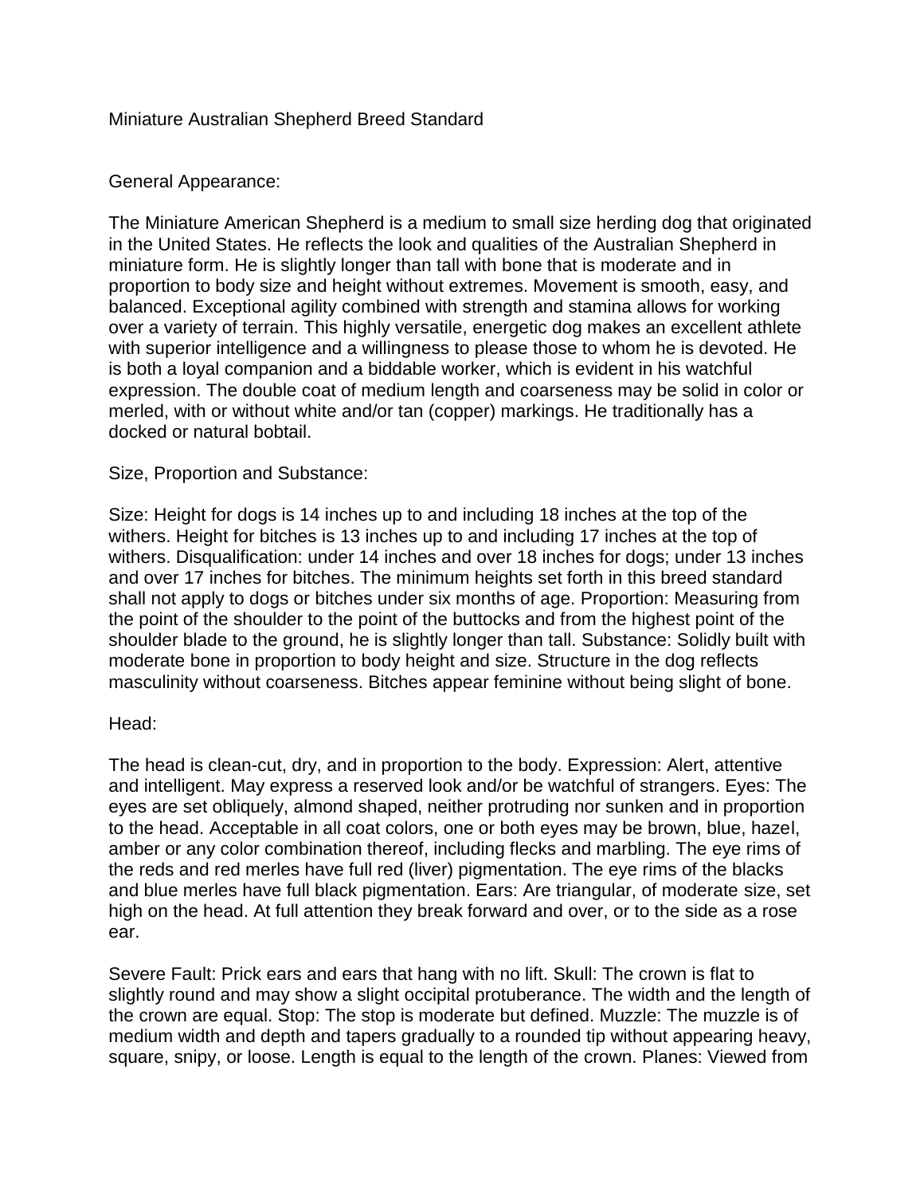# Miniature Australian Shepherd Breed Standard

## General Appearance:

The Miniature American Shepherd is a medium to small size herding dog that originated in the United States. He reflects the look and qualities of the Australian Shepherd in miniature form. He is slightly longer than tall with bone that is moderate and in proportion to body size and height without extremes. Movement is smooth, easy, and balanced. Exceptional agility combined with strength and stamina allows for working over a variety of terrain. This highly versatile, energetic dog makes an excellent athlete with superior intelligence and a willingness to please those to whom he is devoted. He is both a loyal companion and a biddable worker, which is evident in his watchful expression. The double coat of medium length and coarseness may be solid in color or merled, with or without white and/or tan (copper) markings. He traditionally has a docked or natural bobtail.

## Size, Proportion and Substance:

Size: Height for dogs is 14 inches up to and including 18 inches at the top of the withers. Height for bitches is 13 inches up to and including 17 inches at the top of withers. Disqualification: under 14 inches and over 18 inches for dogs; under 13 inches and over 17 inches for bitches. The minimum heights set forth in this breed standard shall not apply to dogs or bitches under six months of age. Proportion: Measuring from the point of the shoulder to the point of the buttocks and from the highest point of the shoulder blade to the ground, he is slightly longer than tall. Substance: Solidly built with moderate bone in proportion to body height and size. Structure in the dog reflects masculinity without coarseness. Bitches appear feminine without being slight of bone.

## Head:

The head is clean-cut, dry, and in proportion to the body. Expression: Alert, attentive and intelligent. May express a reserved look and/or be watchful of strangers. Eyes: The eyes are set obliquely, almond shaped, neither protruding nor sunken and in proportion to the head. Acceptable in all coat colors, one or both eyes may be brown, blue, hazel, amber or any color combination thereof, including flecks and marbling. The eye rims of the reds and red merles have full red (liver) pigmentation. The eye rims of the blacks and blue merles have full black pigmentation. Ears: Are triangular, of moderate size, set high on the head. At full attention they break forward and over, or to the side as a rose ear.

Severe Fault: Prick ears and ears that hang with no lift. Skull: The crown is flat to slightly round and may show a slight occipital protuberance. The width and the length of the crown are equal. Stop: The stop is moderate but defined. Muzzle: The muzzle is of medium width and depth and tapers gradually to a rounded tip without appearing heavy, square, snipy, or loose. Length is equal to the length of the crown. Planes: Viewed from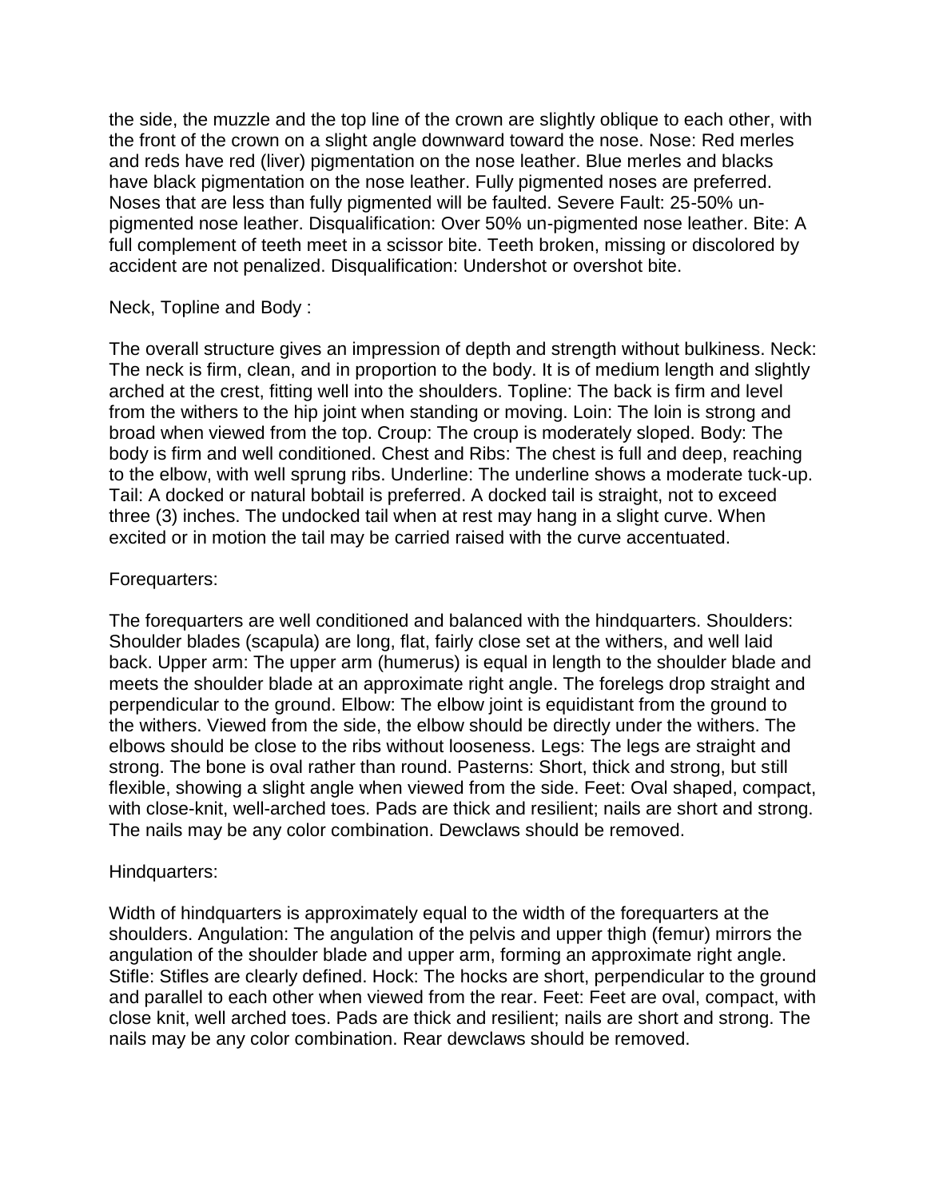the side, the muzzle and the top line of the crown are slightly oblique to each other, with the front of the crown on a slight angle downward toward the nose. Nose: Red merles and reds have red (liver) pigmentation on the nose leather. Blue merles and blacks have black pigmentation on the nose leather. Fully pigmented noses are preferred. Noses that are less than fully pigmented will be faulted. Severe Fault: 25-50% un-pigmented nose leather. Disqualification: Over 50% un-pigmented nose leather. Bite: A full complement of teeth meet in a scissor bite. Teeth broken, missing or discolored by accident are not penalized. Disqualification: Undershot or overshot bite.

Neck, Topline and Body :

The overall structure gives an impression of depth and strength without bulkiness. Neck: The neck is firm, clean, and in proportion to the body. It is of medium length and slightly arched at the crest, fitting well into the shoulders. Topline: The back is firm and level from the withers to the hip joint when standing or moving. Loin: The loin is strong and broad when viewed from the top. Croup: The croup is moderately sloped. Body: The body is firm and well conditioned. Chest and Ribs: The chest is full and deep, reaching to the elbow, with well sprung ribs. Underline: The underline shows a moderate tuck-up. Tail: A docked or natural bobtail is preferred. A docked tail is straight, not to exceed three (3) inches. The undocked tail when at rest may hang in a slight curve. When excited or in motion the tail may be carried raised with the curve accentuated.

Forequarters:

The forequarters are well conditioned and balanced with the hindquarters. Shoulders: Shoulder blades (scapula) are long, flat, fairly close set at the withers, and well laid back. Upper arm: The upper arm (humerus) is equal in length to the shoulder blade and meets the shoulder blade at an approximate right angle. The forelegs drop straight and perpendicular to the ground. Elbow: The elbow joint is equidistant from the ground to the withers. Viewed from the side, the elbow should be directly under the withers. The elbows should be close to the ribs without looseness. Legs: The legs are straight and strong. The bone is oval rather than round. Pasterns: Short, thick and strong, but still flexible, showing a slight angle when viewed from the side. Feet: Oval shaped, compact, with close-knit, well-arched toes. Pads are thick and resilient; nails are short and strong. The nails may be any color combination. Dewclaws should be removed.

Hindquarters:

Width of hindquarters is approximately equal to the width of the forequarters at the shoulders. Angulation: The angulation of the pelvis and upper thigh (femur) mirrors the angulation of the shoulder blade and upper arm, forming an approximate right angle. Stifle: Stifles are clearly defined. Hock: The hocks are short, perpendicular to the ground and parallel to each other when viewed from the rear. Feet: Feet are oval, compact, with close knit, well arched toes. Pads are thick and resilient; nails are short and strong. The nails may be any color combination. Rear dewclaws should be removed.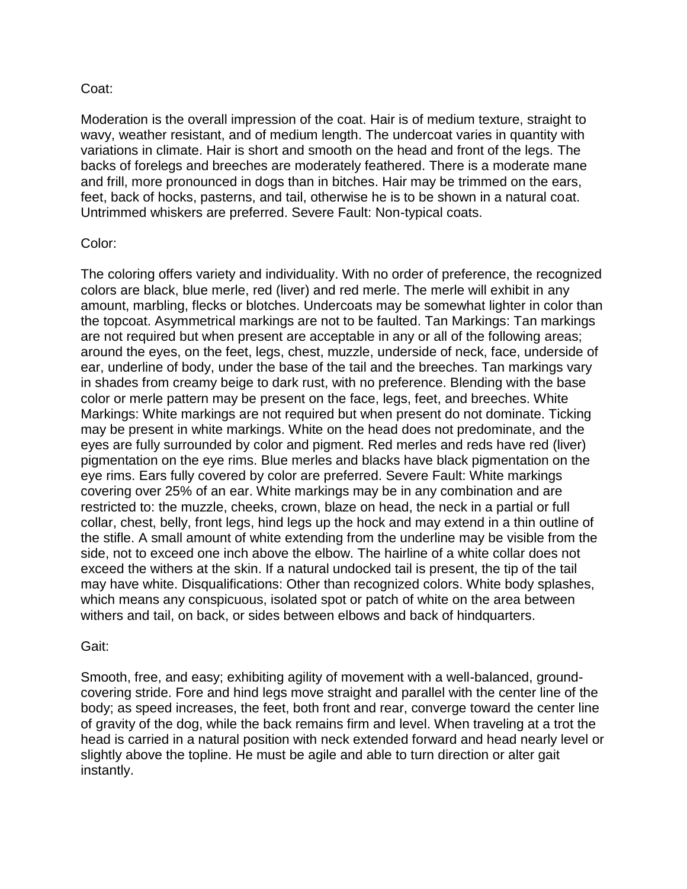## Coat:

Moderation is the overall impression of the coat. Hair is of medium texture, straight to wavy, weather resistant, and of medium length. The undercoat varies in quantity with variations in climate. Hair is short and smooth on the head and front of the legs. The backs of forelegs and breeches are moderately feathered. There is a moderate mane and frill, more pronounced in dogs than in bitches. Hair may be trimmed on the ears, feet, back of hocks, pasterns, and tail, otherwise he is to be shown in a natural coat. Untrimmed whiskers are preferred. Severe Fault: Non-typical coats.

## Color:

The coloring offers variety and individuality. With no order of preference, the recognized colors are black, blue merle, red (liver) and red merle. The merle will exhibit in any amount, marbling, flecks or blotches. Undercoats may be somewhat lighter in color than the topcoat. Asymmetrical markings are not to be faulted. Tan Markings: Tan markings are not required but when present are acceptable in any or all of the following areas; around the eyes, on the feet, legs, chest, muzzle, underside of neck, face, underside of ear, underline of body, under the base of the tail and the breeches. Tan markings vary in shades from creamy beige to dark rust, with no preference. Blending with the base color or merle pattern may be present on the face, legs, feet, and breeches. White Markings: White markings are not required but when present do not dominate. Ticking may be present in white markings. White on the head does not predominate, and the eyes are fully surrounded by color and pigment. Red merles and reds have red (liver) pigmentation on the eye rims. Blue merles and blacks have black pigmentation on the eye rims. Ears fully covered by color are preferred. Severe Fault: White markings covering over 25% of an ear. White markings may be in any combination and are restricted to: the muzzle, cheeks, crown, blaze on head, the neck in a partial or full collar, chest, belly, front legs, hind legs up the hock and may extend in a thin outline of the stifle. A small amount of white extending from the underline may be visible from the side, not to exceed one inch above the elbow. The hairline of a white collar does not exceed the withers at the skin. If a natural undocked tail is present, the tip of the tail may have white. Disqualifications: Other than recognized colors. White body splashes, which means any conspicuous, isolated spot or patch of white on the area between withers and tail, on back, or sides between elbows and back of hindquarters.

## Gait:

Smooth, free, and easy; exhibiting agility of movement with a well-balanced, ground-covering stride. Fore and hind legs move straight and parallel with the center line of the body; as speed increases, the feet, both front and rear, converge toward the center line of gravity of the dog, while the back remains firm and level. When traveling at a trot the head is carried in a natural position with neck extended forward and head nearly level or slightly above the topline. He must be agile and able to turn direction or alter gait instantly.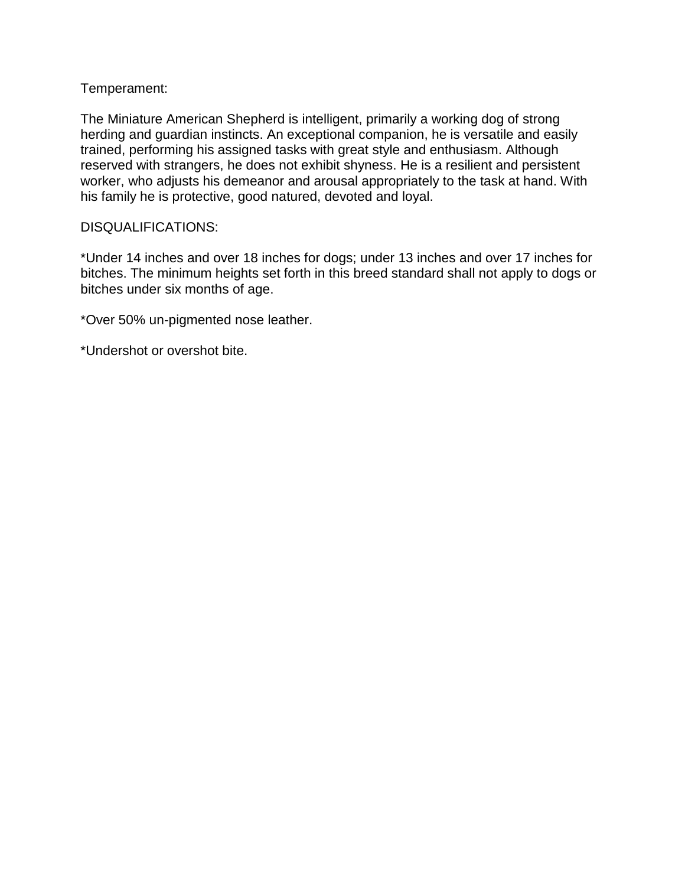Temperament:

The Miniature American Shepherd is intelligent, primarily a working dog of strong herding and guardian instincts. An exceptional companion, he is versatile and easily trained, performing his assigned tasks with great style and enthusiasm. Although reserved with strangers, he does not exhibit shyness. He is a resilient and persistent worker, who adjusts his demeanor and arousal appropriately to the task at hand. With his family he is protective, good natured, devoted and loyal.

DISQUALIFICATIONS:

*Under 14 inches and over 18 inches for dogs; under 13 inches and over 17 inches for bitches. The minimum heights set forth in this breed standard shall not apply to dogs or bitches under six months of age.

*Over 50% un-pigmented nose leather.

*Undershot or overshot bite.